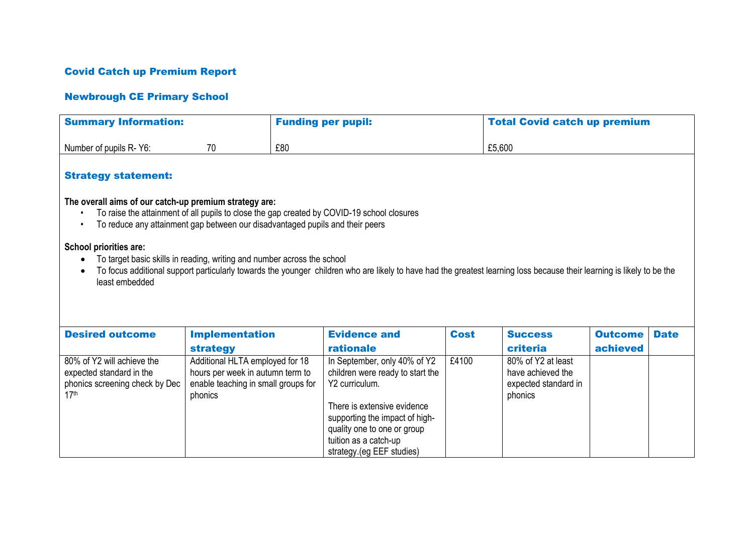# Covid Catch up Premium Report

## Newbrough CE Primary School

| Summary Information: | | Funding per pupil: | Total Covid catch up premium |
|---|---|---|---|
| Number of pupils R- Y6: | 70 | £80 | £5,600 |

## Strategy statement:

**The overall aims of our catch-up premium strategy are:**

- To raise the attainment of all pupils to close the gap created by COVID-19 school closures
- To reduce any attainment gap between our disadvantaged pupils and their peers

**School priorities are:**

- To target basic skills in reading, writing and number across the school
- To focus additional support particularly towards the younger children who are likely to have had the greatest learning loss because their learning is likely to be the least embedded

| Desired outcome | Implementation strategy | Evidence and rationale | Cost | Success criteria | Outcome achieved | Date |
|---|---|---|---|---|---|---|
| 80% of Y2 will achieve the expected standard in the phonics screening check by Dec 17th | Additional HLTA employed for 18 hours per week in autumn term to enable teaching in small groups for phonics | In September, only 40% of Y2 children were ready to start the Y2 curriculum.<br><br>There is extensive evidence supporting the impact of high-quality one to one or group tuition as a catch-up strategy.(eg EEF studies) | £4100 | 80% of Y2 at least have achieved the expected standard in phonics | | |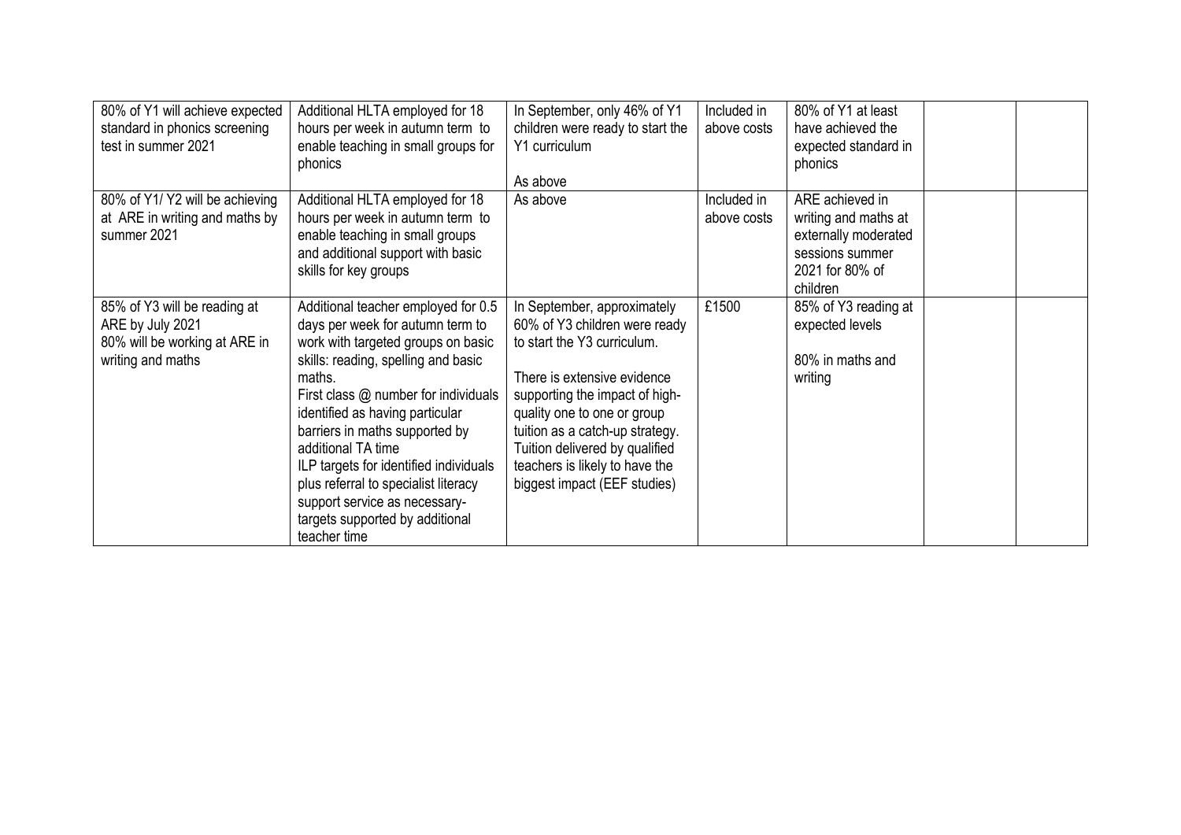| | | | | | | |
|---|---|---|---|---|---|---|
| 80% of Y1 will achieve expected standard in phonics screening test in summer 2021 | Additional HLTA employed for 18 hours per week in autumn term to enable teaching in small groups for phonics | In September, only 46% of Y1 children were ready to start the Y1 curriculum<br><br>As above | Included in above costs | 80% of Y1 at least have achieved the expected standard in phonics | | |
| 80% of Y1/ Y2 will be achieving at ARE in writing and maths by summer 2021 | Additional HLTA employed for 18 hours per week in autumn term to enable teaching in small groups and additional support with basic skills for key groups | As above | Included in above costs | ARE achieved in writing and maths at externally moderated sessions summer 2021 for 80% of children | | |
| 85% of Y3 will be reading at ARE by July 2021<br>80% will be working at ARE in writing and maths | Additional teacher employed for 0.5 days per week for autumn term to work with targeted groups on basic skills: reading, spelling and basic maths.<br>First class @ number for individuals identified as having particular barriers in maths supported by additional TA time<br>ILP targets for identified individuals plus referral to specialist literacy support service as necessary- targets supported by additional teacher time | In September, approximately 60% of Y3 children were ready to start the Y3 curriculum.<br><br>There is extensive evidence supporting the impact of high-quality one to one or group tuition as a catch-up strategy. Tuition delivered by qualified teachers is likely to have the biggest impact (EEF studies) | £1500 | 85% of Y3 reading at expected levels<br><br>80% in maths and writing | | |